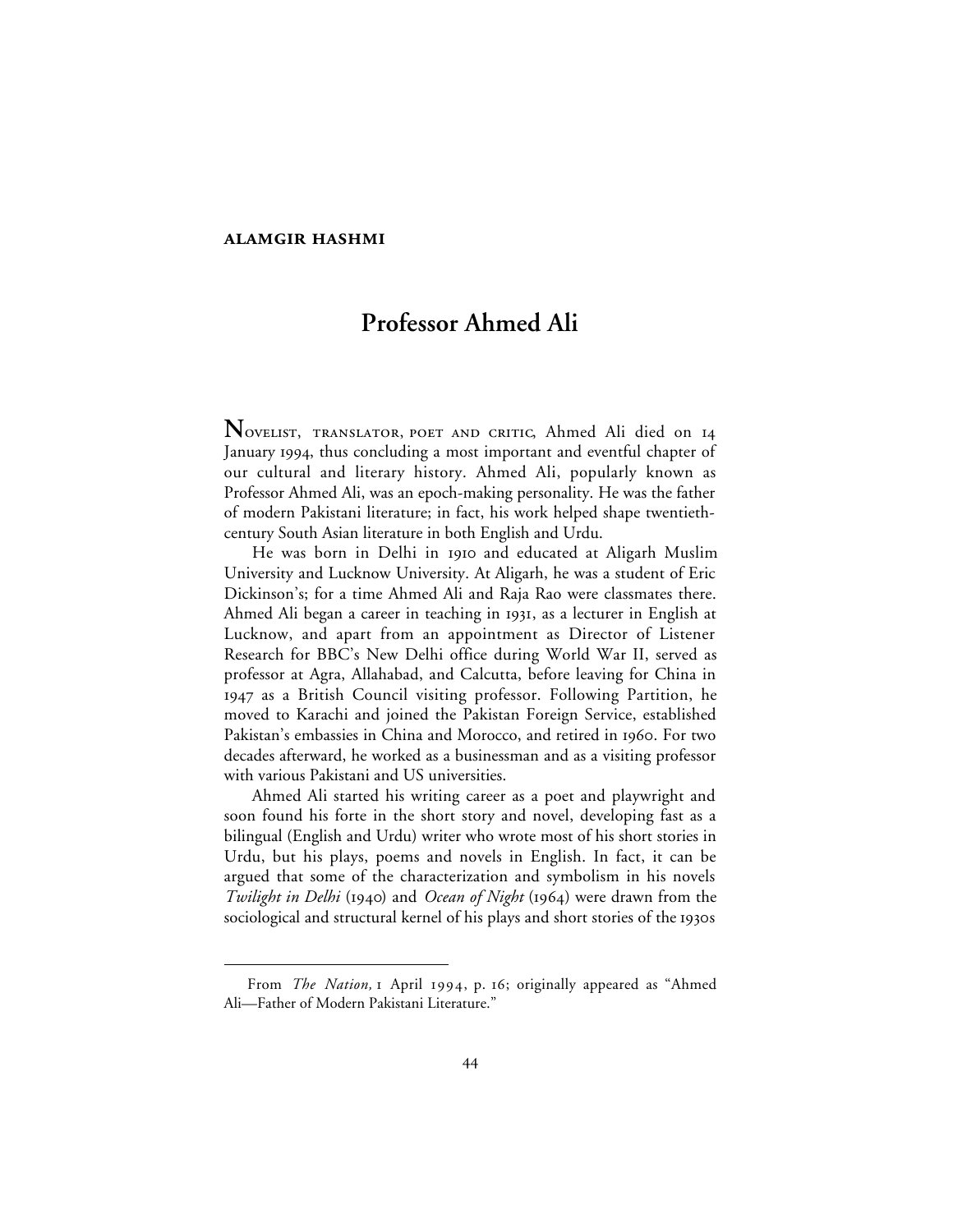**ALAMGIR HASHMI**

# Professor Ahmed Ali

NOVELIST, TRANSLATOR, POET AND CRITIC, Ahmed Ali died on 14 January 1994, thus concluding a most important and eventful chapter of our cultural and literary history. Ahmed Ali, popularly known as Professor Ahmed Ali, was an epoch-making personality. He was the father of modern Pakistani literature; in fact, his work helped shape twentieth-century South Asian literature in both English and Urdu.

He was born in Delhi in 1910 and educated at Aligarh Muslim University and Lucknow University. At Aligarh, he was a student of Eric Dickinson's; for a time Ahmed Ali and Raja Rao were classmates there. Ahmed Ali began a career in teaching in 1931, as a lecturer in English at Lucknow, and apart from an appointment as Director of Listener Research for BBC's New Delhi office during World War II, served as professor at Agra, Allahabad, and Calcutta, before leaving for China in 1947 as a British Council visiting professor. Following Partition, he moved to Karachi and joined the Pakistan Foreign Service, established Pakistan's embassies in China and Morocco, and retired in 1960. For two decades afterward, he worked as a businessman and as a visiting professor with various Pakistani and US universities.

Ahmed Ali started his writing career as a poet and playwright and soon found his forte in the short story and novel, developing fast as a bilingual (English and Urdu) writer who wrote most of his short stories in Urdu, but his plays, poems and novels in English. In fact, it can be argued that some of the characterization and symbolism in his novels *Twilight in Delhi* (1940) and *Ocean of Night* (1964) were drawn from the sociological and structural kernel of his plays and short stories of the 1930s

---

From *The Nation,* 1 April 1994, p. 16; originally appeared as "Ahmed Ali—Father of Modern Pakistani Literature."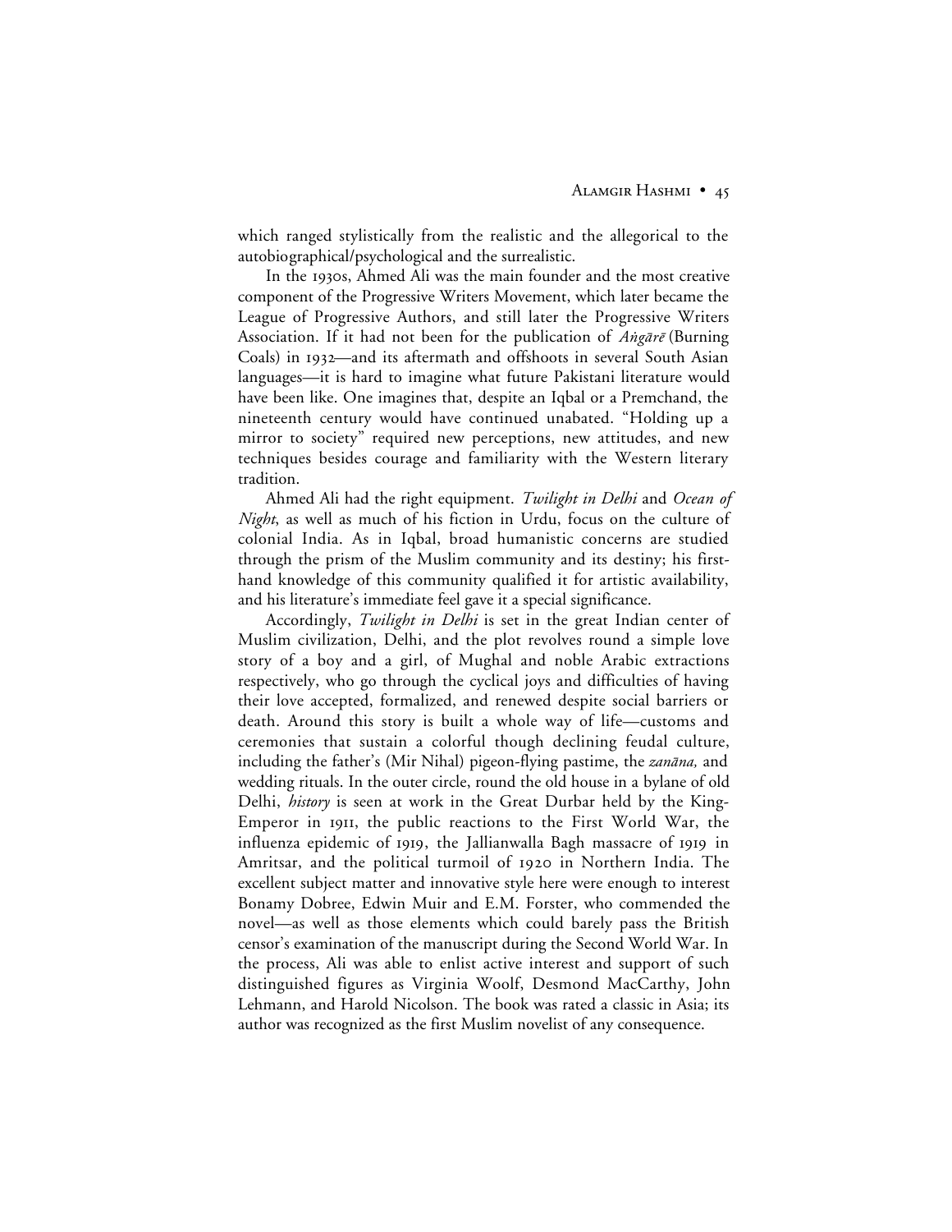which ranged stylistically from the realistic and the allegorical to the autobiographical/psychological and the surrealistic.

In the 1930s, Ahmed Ali was the main founder and the most creative component of the Progressive Writers Movement, which later became the League of Progressive Authors, and still later the Progressive Writers Association. If it had not been for the publication of *Aṅgārē* (Burning Coals) in 1932—and its aftermath and offshoots in several South Asian languages—it is hard to imagine what future Pakistani literature would have been like. One imagines that, despite an Iqbal or a Premchand, the nineteenth century would have continued unabated. "Holding up a mirror to society" required new perceptions, new attitudes, and new techniques besides courage and familiarity with the Western literary tradition.

Ahmed Ali had the right equipment. *Twilight in Delhi* and *Ocean of Night*, as well as much of his fiction in Urdu, focus on the culture of colonial India. As in Iqbal, broad humanistic concerns are studied through the prism of the Muslim community and its destiny; his first-hand knowledge of this community qualified it for artistic availability, and his literature's immediate feel gave it a special significance.

Accordingly, *Twilight in Delhi* is set in the great Indian center of Muslim civilization, Delhi, and the plot revolves round a simple love story of a boy and a girl, of Mughal and noble Arabic extractions respectively, who go through the cyclical joys and difficulties of having their love accepted, formalized, and renewed despite social barriers or death. Around this story is built a whole way of life—customs and ceremonies that sustain a colorful though declining feudal culture, including the father's (Mir Nihal) pigeon-flying pastime, the *zanāna,* and wedding rituals. In the outer circle, round the old house in a bylane of old Delhi, *history* is seen at work in the Great Durbar held by the King-Emperor in 1911, the public reactions to the First World War, the influenza epidemic of 1919, the Jallianwalla Bagh massacre of 1919 in Amritsar, and the political turmoil of 1920 in Northern India. The excellent subject matter and innovative style here were enough to interest Bonamy Dobree, Edwin Muir and E.M. Forster, who commended the novel—as well as those elements which could barely pass the British censor's examination of the manuscript during the Second World War. In the process, Ali was able to enlist active interest and support of such distinguished figures as Virginia Woolf, Desmond MacCarthy, John Lehmann, and Harold Nicolson. The book was rated a classic in Asia; its author was recognized as the first Muslim novelist of any consequence.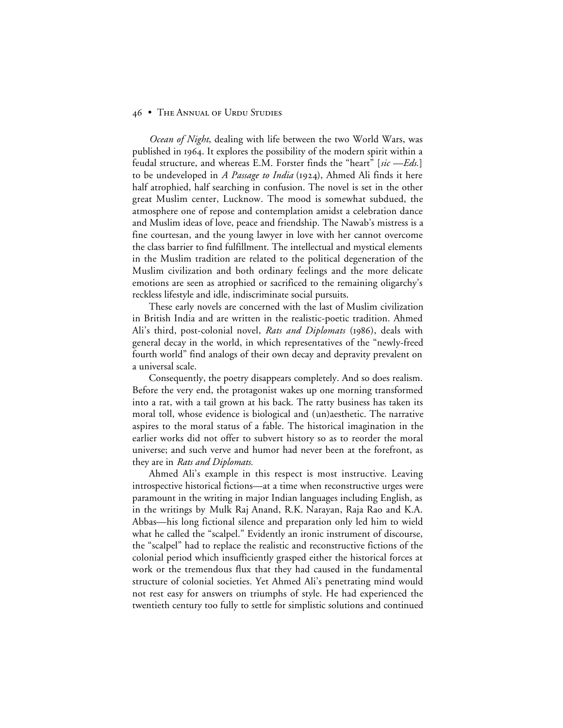*Ocean of Night*, dealing with life between the two World Wars, was published in 1964. It explores the possibility of the modern spirit within a feudal structure, and whereas E.M. Forster finds the "heart" [*sic* —*Eds.*] to be undeveloped in *A Passage to India* (1924), Ahmed Ali finds it here half atrophied, half searching in confusion. The novel is set in the other great Muslim center, Lucknow. The mood is somewhat subdued, the atmosphere one of repose and contemplation amidst a celebration dance and Muslim ideas of love, peace and friendship. The Nawab's mistress is a fine courtesan, and the young lawyer in love with her cannot overcome the class barrier to find fulfillment. The intellectual and mystical elements in the Muslim tradition are related to the political degeneration of the Muslim civilization and both ordinary feelings and the more delicate emotions are seen as atrophied or sacrificed to the remaining oligarchy's reckless lifestyle and idle, indiscriminate social pursuits.

These early novels are concerned with the last of Muslim civilization in British India and are written in the realistic-poetic tradition. Ahmed Ali's third, post-colonial novel, *Rats and Diplomats* (1986), deals with general decay in the world, in which representatives of the "newly-freed fourth world" find analogs of their own decay and depravity prevalent on a universal scale.

Consequently, the poetry disappears completely. And so does realism. Before the very end, the protagonist wakes up one morning transformed into a rat, with a tail grown at his back. The ratty business has taken its moral toll, whose evidence is biological and (un)aesthetic. The narrative aspires to the moral status of a fable. The historical imagination in the earlier works did not offer to subvert history so as to reorder the moral universe; and such verve and humor had never been at the forefront, as they are in *Rats and Diplomats.*

Ahmed Ali's example in this respect is most instructive. Leaving introspective historical fictions—at a time when reconstructive urges were paramount in the writing in major Indian languages including English, as in the writings by Mulk Raj Anand, R.K. Narayan, Raja Rao and K.A. Abbas—his long fictional silence and preparation only led him to wield what he called the "scalpel." Evidently an ironic instrument of discourse, the "scalpel" had to replace the realistic and reconstructive fictions of the colonial period which insufficiently grasped either the historical forces at work or the tremendous flux that they had caused in the fundamental structure of colonial societies. Yet Ahmed Ali's penetrating mind would not rest easy for answers on triumphs of style. He had experienced the twentieth century too fully to settle for simplistic solutions and continued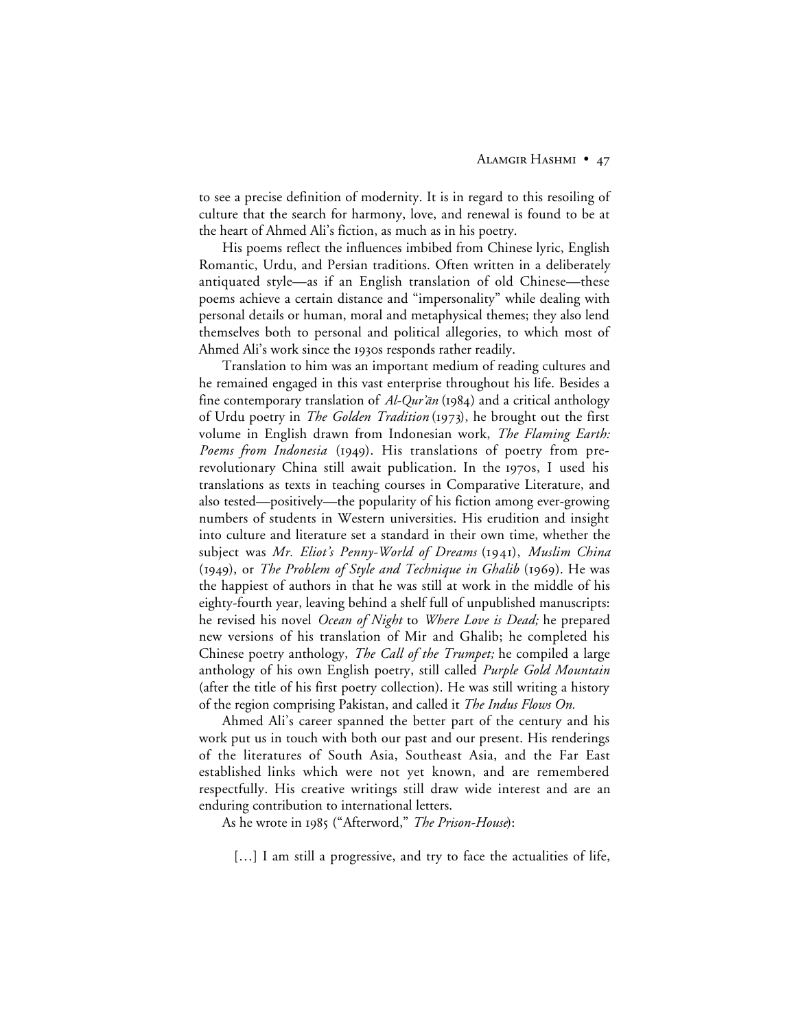to see a precise definition of modernity. It is in regard to this resoiling of culture that the search for harmony, love, and renewal is found to be at the heart of Ahmed Ali's fiction, as much as in his poetry.

His poems reflect the influences imbibed from Chinese lyric, English Romantic, Urdu, and Persian traditions. Often written in a deliberately antiquated style—as if an English translation of old Chinese—these poems achieve a certain distance and "impersonality" while dealing with personal details or human, moral and metaphysical themes; they also lend themselves both to personal and political allegories, to which most of Ahmed Ali's work since the 1930s responds rather readily.

Translation to him was an important medium of reading cultures and he remained engaged in this vast enterprise throughout his life. Besides a fine contemporary translation of *Al-Qur'ān* (1984) and a critical anthology of Urdu poetry in *The Golden Tradition* (1973), he brought out the first volume in English drawn from Indonesian work, *The Flaming Earth: Poems from Indonesia* (1949). His translations of poetry from pre-revolutionary China still await publication. In the 1970s, I used his translations as texts in teaching courses in Comparative Literature, and also tested—positively—the popularity of his fiction among ever-growing numbers of students in Western universities. His erudition and insight into culture and literature set a standard in their own time, whether the subject was *Mr. Eliot's Penny-World of Dreams* (1941), *Muslim China* (1949), or *The Problem of Style and Technique in Ghalib* (1969). He was the happiest of authors in that he was still at work in the middle of his eighty-fourth year, leaving behind a shelf full of unpublished manuscripts: he revised his novel *Ocean of Night* to *Where Love is Dead;* he prepared new versions of his translation of Mir and Ghalib; he completed his Chinese poetry anthology, *The Call of the Trumpet;* he compiled a large anthology of his own English poetry, still called *Purple Gold Mountain* (after the title of his first poetry collection). He was still writing a history of the region comprising Pakistan, and called it *The Indus Flows On.*

Ahmed Ali's career spanned the better part of the century and his work put us in touch with both our past and our present. His renderings of the literatures of South Asia, Southeast Asia, and the Far East established links which were not yet known, and are remembered respectfully. His creative writings still draw wide interest and are an enduring contribution to international letters.

As he wrote in 1985 ("Afterword," *The Prison-House*):

> […] I am still a progressive, and try to face the actualities of life,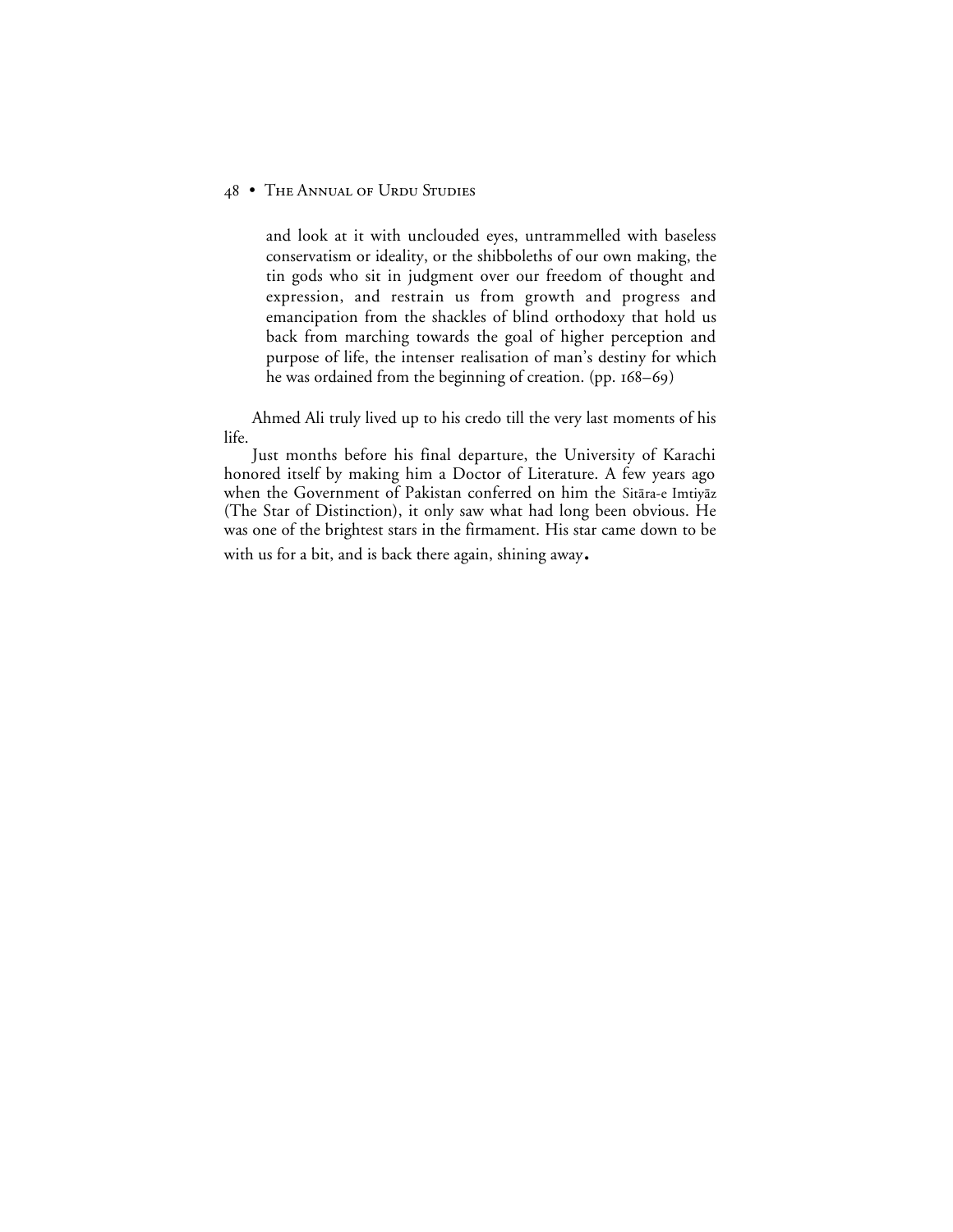> and look at it with unclouded eyes, untrammelled with baseless conservatism or ideality, or the shibboleths of our own making, the tin gods who sit in judgment over our freedom of thought and expression, and restrain us from growth and progress and emancipation from the shackles of blind orthodoxy that hold us back from marching towards the goal of higher perception and purpose of life, the intenser realisation of man's destiny for which he was ordained from the beginning of creation. (pp. 168–69)

Ahmed Ali truly lived up to his credo till the very last moments of his life.

Just months before his final departure, the University of Karachi honored itself by making him a Doctor of Literature. A few years ago when the Government of Pakistan conferred on him the Sitāra-e Imtiyāz (The Star of Distinction), it only saw what had long been obvious. He was one of the brightest stars in the firmament. His star came down to be with us for a bit, and is back there again, shining away.